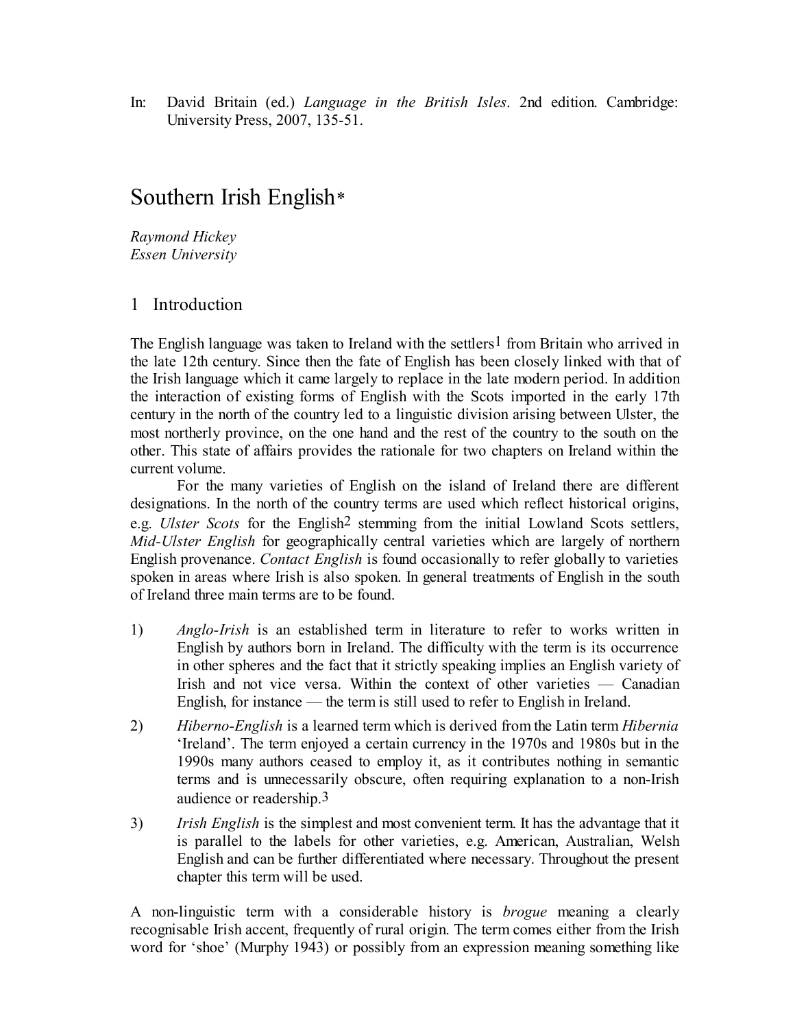In: David Britain (ed.) *Language in the British Isles*. 2nd edition. Cambridge: University Press, 2007, 135-51.

# Southern Irish English*

*Raymond Hickey*
*Essen University*

## 1 Introduction

The English language was taken to Ireland with the settlers[1] from Britain who arrived in the late 12th century. Since then the fate of English has been closely linked with that of the Irish language which it came largely to replace in the late modern period. In addition the interaction of existing forms of English with the Scots imported in the early 17th century in the north of the country led to a linguistic division arising between Ulster, the most northerly province, on the one hand and the rest of the country to the south on the other. This state of affairs provides the rationale for two chapters on Ireland within the current volume.

For the many varieties of English on the island of Ireland there are different designations. In the north of the country terms are used which reflect historical origins, e.g. *Ulster Scots* for the English[2] stemming from the initial Lowland Scots settlers, *Mid-Ulster English* for geographically central varieties which are largely of northern English provenance. *Contact English* is found occasionally to refer globally to varieties spoken in areas where Irish is also spoken. In general treatments of English in the south of Ireland three main terms are to be found.

1) *Anglo-Irish* is an established term in literature to refer to works written in English by authors born in Ireland. The difficulty with the term is its occurrence in other spheres and the fact that it strictly speaking implies an English variety of Irish and not vice versa. Within the context of other varieties — Canadian English, for instance — the term is still used to refer to English in Ireland.
2) *Hiberno-English* is a learned term which is derived from the Latin term *Hibernia* 'Ireland'. The term enjoyed a certain currency in the 1970s and 1980s but in the 1990s many authors ceased to employ it, as it contributes nothing in semantic terms and is unnecessarily obscure, often requiring explanation to a non-Irish audience or readership.[3]
3) *Irish English* is the simplest and most convenient term. It has the advantage that it is parallel to the labels for other varieties, e.g. American, Australian, Welsh English and can be further differentiated where necessary. Throughout the present chapter this term will be used.

A non-linguistic term with a considerable history is *brogue* meaning a clearly recognisable Irish accent, frequently of rural origin. The term comes either from the Irish word for 'shoe' (Murphy 1943) or possibly from an expression meaning something like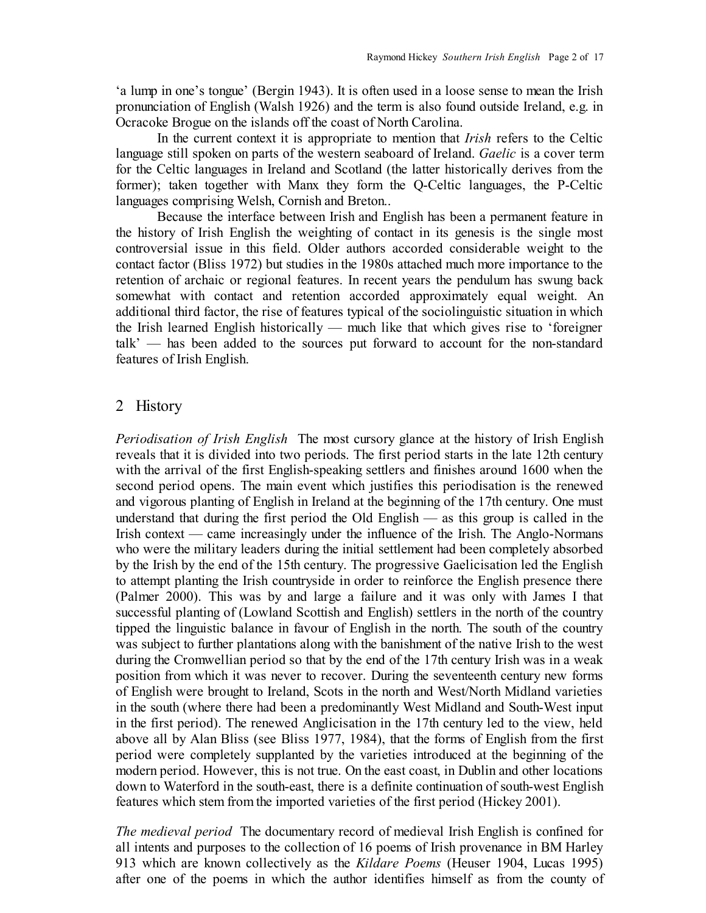'a lump in one's tongue' (Bergin 1943). It is often used in a loose sense to mean the Irish pronunciation of English (Walsh 1926) and the term is also found outside Ireland, e.g. in Ocracoke Brogue on the islands off the coast of North Carolina.

In the current context it is appropriate to mention that *Irish* refers to the Celtic language still spoken on parts of the western seaboard of Ireland. *Gaelic* is a cover term for the Celtic languages in Ireland and Scotland (the latter historically derives from the former); taken together with Manx they form the Q-Celtic languages, the P-Celtic languages comprising Welsh, Cornish and Breton..

Because the interface between Irish and English has been a permanent feature in the history of Irish English the weighting of contact in its genesis is the single most controversial issue in this field. Older authors accorded considerable weight to the contact factor (Bliss 1972) but studies in the 1980s attached much more importance to the retention of archaic or regional features. In recent years the pendulum has swung back somewhat with contact and retention accorded approximately equal weight. An additional third factor, the rise of features typical of the sociolinguistic situation in which the Irish learned English historically — much like that which gives rise to 'foreigner talk' — has been added to the sources put forward to account for the non-standard features of Irish English.

## 2 History

*Periodisation of Irish English* The most cursory glance at the history of Irish English reveals that it is divided into two periods. The first period starts in the late 12th century with the arrival of the first English-speaking settlers and finishes around 1600 when the second period opens. The main event which justifies this periodisation is the renewed and vigorous planting of English in Ireland at the beginning of the 17th century. One must understand that during the first period the Old English — as this group is called in the Irish context — came increasingly under the influence of the Irish. The Anglo-Normans who were the military leaders during the initial settlement had been completely absorbed by the Irish by the end of the 15th century. The progressive Gaelicisation led the English to attempt planting the Irish countryside in order to reinforce the English presence there (Palmer 2000). This was by and large a failure and it was only with James I that successful planting of (Lowland Scottish and English) settlers in the north of the country tipped the linguistic balance in favour of English in the north. The south of the country was subject to further plantations along with the banishment of the native Irish to the west during the Cromwellian period so that by the end of the 17th century Irish was in a weak position from which it was never to recover. During the seventeenth century new forms of English were brought to Ireland, Scots in the north and West/North Midland varieties in the south (where there had been a predominantly West Midland and South-West input in the first period). The renewed Anglicisation in the 17th century led to the view, held above all by Alan Bliss (see Bliss 1977, 1984), that the forms of English from the first period were completely supplanted by the varieties introduced at the beginning of the modern period. However, this is not true. On the east coast, in Dublin and other locations down to Waterford in the south-east, there is a definite continuation of south-west English features which stem from the imported varieties of the first period (Hickey 2001).

*The medieval period* The documentary record of medieval Irish English is confined for all intents and purposes to the collection of 16 poems of Irish provenance in BM Harley 913 which are known collectively as the *Kildare Poems* (Heuser 1904, Lucas 1995) after one of the poems in which the author identifies himself as from the county of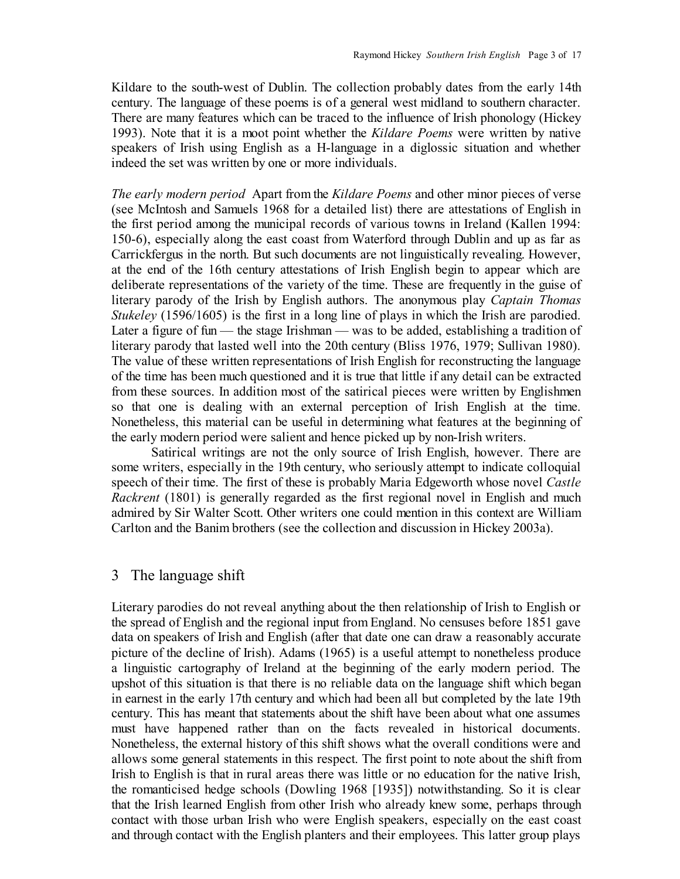Kildare to the south-west of Dublin. The collection probably dates from the early 14th century. The language of these poems is of a general west midland to southern character. There are many features which can be traced to the influence of Irish phonology (Hickey 1993). Note that it is a moot point whether the *Kildare Poems* were written by native speakers of Irish using English as a H-language in a diglossic situation and whether indeed the set was written by one or more individuals.

*The early modern period* Apart from the *Kildare Poems* and other minor pieces of verse (see McIntosh and Samuels 1968 for a detailed list) there are attestations of English in the first period among the municipal records of various towns in Ireland (Kallen 1994: 150-6), especially along the east coast from Waterford through Dublin and up as far as Carrickfergus in the north. But such documents are not linguistically revealing. However, at the end of the 16th century attestations of Irish English begin to appear which are deliberate representations of the variety of the time. These are frequently in the guise of literary parody of the Irish by English authors. The anonymous play *Captain Thomas Stukeley* (1596/1605) is the first in a long line of plays in which the Irish are parodied. Later a figure of fun — the stage Irishman — was to be added, establishing a tradition of literary parody that lasted well into the 20th century (Bliss 1976, 1979; Sullivan 1980). The value of these written representations of Irish English for reconstructing the language of the time has been much questioned and it is true that little if any detail can be extracted from these sources. In addition most of the satirical pieces were written by Englishmen so that one is dealing with an external perception of Irish English at the time. Nonetheless, this material can be useful in determining what features at the beginning of the early modern period were salient and hence picked up by non-Irish writers.

Satirical writings are not the only source of Irish English, however. There are some writers, especially in the 19th century, who seriously attempt to indicate colloquial speech of their time. The first of these is probably Maria Edgeworth whose novel *Castle Rackrent* (1801) is generally regarded as the first regional novel in English and much admired by Sir Walter Scott. Other writers one could mention in this context are William Carlton and the Banim brothers (see the collection and discussion in Hickey 2003a).

## 3 The language shift

Literary parodies do not reveal anything about the then relationship of Irish to English or the spread of English and the regional input from England. No censuses before 1851 gave data on speakers of Irish and English (after that date one can draw a reasonably accurate picture of the decline of Irish). Adams (1965) is a useful attempt to nonetheless produce a linguistic cartography of Ireland at the beginning of the early modern period. The upshot of this situation is that there is no reliable data on the language shift which began in earnest in the early 17th century and which had been all but completed by the late 19th century. This has meant that statements about the shift have been about what one assumes must have happened rather than on the facts revealed in historical documents. Nonetheless, the external history of this shift shows what the overall conditions were and allows some general statements in this respect. The first point to note about the shift from Irish to English is that in rural areas there was little or no education for the native Irish, the romanticised hedge schools (Dowling 1968 [1935]) notwithstanding. So it is clear that the Irish learned English from other Irish who already knew some, perhaps through contact with those urban Irish who were English speakers, especially on the east coast and through contact with the English planters and their employees. This latter group plays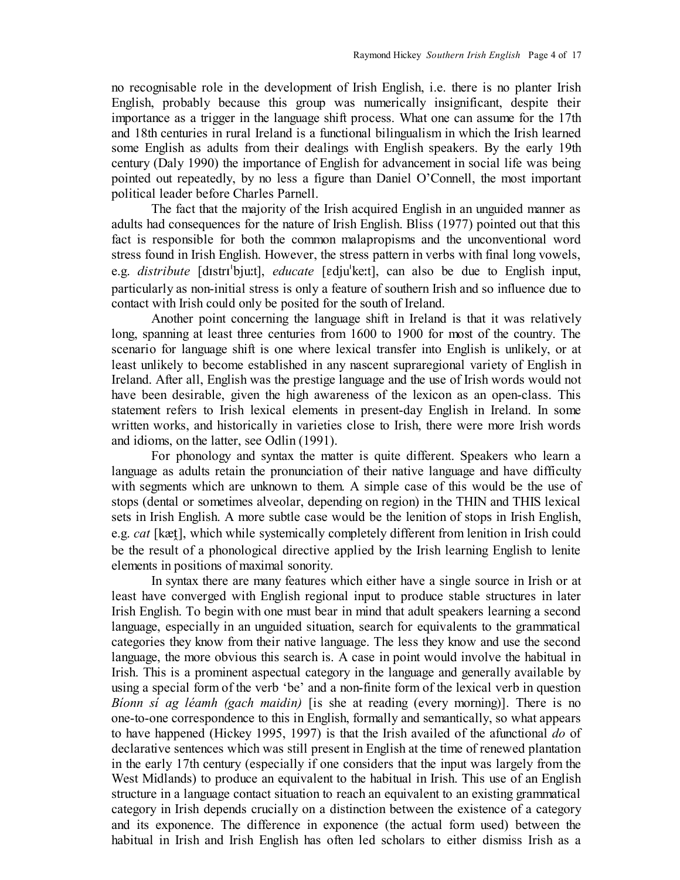no recognisable role in the development of Irish English, i.e. there is no planter Irish English, probably because this group was numerically insignificant, despite their importance as a trigger in the language shift process. What one can assume for the 17th and 18th centuries in rural Ireland is a functional bilingualism in which the Irish learned some English as adults from their dealings with English speakers. By the early 19th century (Daly 1990) the importance of English for advancement in social life was being pointed out repeatedly, by no less a figure than Daniel O'Connell, the most important political leader before Charles Parnell.

The fact that the majority of the Irish acquired English in an unguided manner as adults had consequences for the nature of Irish English. Bliss (1977) pointed out that this fact is responsible for both the common malapropisms and the unconventional word stress found in Irish English. However, the stress pattern in verbs with final long vowels, e.g. *distribute* [dɪstrɪˈbjuːt], *educate* [ɛdjuˈkeːt], can also be due to English input, particularly as non-initial stress is only a feature of southern Irish and so influence due to contact with Irish could only be posited for the south of Ireland.

Another point concerning the language shift in Ireland is that it was relatively long, spanning at least three centuries from 1600 to 1900 for most of the country. The scenario for language shift is one where lexical transfer into English is unlikely, or at least unlikely to become established in any nascent supraregional variety of English in Ireland. After all, English was the prestige language and the use of Irish words would not have been desirable, given the high awareness of the lexicon as an open-class. This statement refers to Irish lexical elements in present-day English in Ireland. In some written works, and historically in varieties close to Irish, there were more Irish words and idioms, on the latter, see Odlin (1991).

For phonology and syntax the matter is quite different. Speakers who learn a language as adults retain the pronunciation of their native language and have difficulty with segments which are unknown to them. A simple case of this would be the use of stops (dental or sometimes alveolar, depending on region) in the THIN and THIS lexical sets in Irish English. A more subtle case would be the lenition of stops in Irish English, e.g. *cat* [kæṱ], which while systemically completely different from lenition in Irish could be the result of a phonological directive applied by the Irish learning English to lenite elements in positions of maximal sonority.

In syntax there are many features which either have a single source in Irish or at least have converged with English regional input to produce stable structures in later Irish English. To begin with one must bear in mind that adult speakers learning a second language, especially in an unguided situation, search for equivalents to the grammatical categories they know from their native language. The less they know and use the second language, the more obvious this search is. A case in point would involve the habitual in Irish. This is a prominent aspectual category in the language and generally available by using a special form of the verb 'be' and a non-finite form of the lexical verb in question *Bíonn sí ag léamh (gach maidin)* [is she at reading (every morning)]. There is no one-to-one correspondence to this in English, formally and semantically, so what appears to have happened (Hickey 1995, 1997) is that the Irish availed of the afunctional *do* of declarative sentences which was still present in English at the time of renewed plantation in the early 17th century (especially if one considers that the input was largely from the West Midlands) to produce an equivalent to the habitual in Irish. This use of an English structure in a language contact situation to reach an equivalent to an existing grammatical category in Irish depends crucially on a distinction between the existence of a category and its exponence. The difference in exponence (the actual form used) between the habitual in Irish and Irish English has often led scholars to either dismiss Irish as a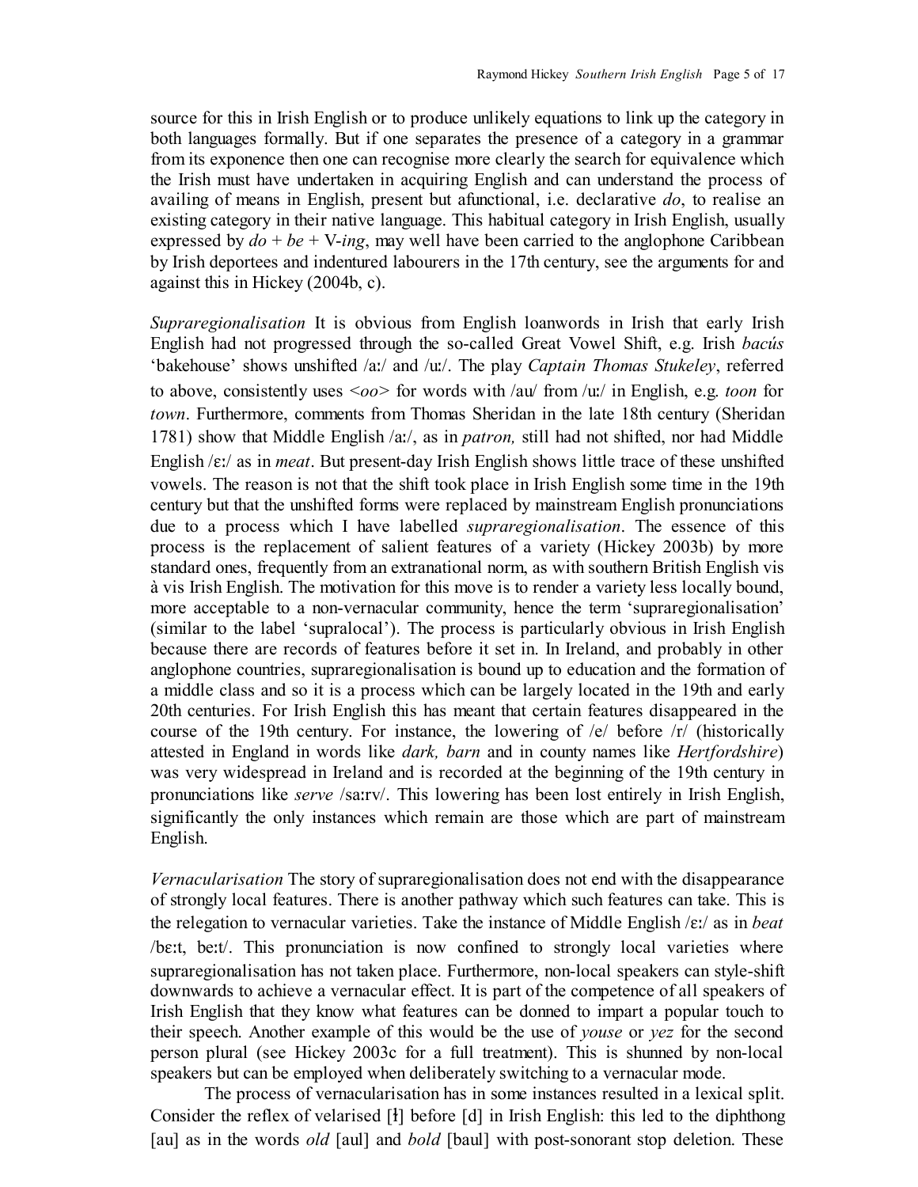source for this in Irish English or to produce unlikely equations to link up the category in both languages formally. But if one separates the presence of a category in a grammar from its exponence then one can recognise more clearly the search for equivalence which the Irish must have undertaken in acquiring English and can understand the process of availing of means in English, present but afunctional, i.e. declarative *do*, to realise an existing category in their native language. This habitual category in Irish English, usually expressed by *do* + *be* + V-*ing*, may well have been carried to the anglophone Caribbean by Irish deportees and indentured labourers in the 17th century, see the arguments for and against this in Hickey (2004b, c).

*Supraregionalisation* It is obvious from English loanwords in Irish that early Irish English had not progressed through the so-called Great Vowel Shift, e.g. Irish *bacús* 'bakehouse' shows unshifted /aː/ and /uː/. The play *Captain Thomas Stukeley*, referred to above, consistently uses <*oo*> for words with /au/ from /uː/ in English, e.g. *toon* for *town*. Furthermore, comments from Thomas Sheridan in the late 18th century (Sheridan 1781) show that Middle English /aː/, as in *patron,* still had not shifted, nor had Middle English /ɛː/ as in *meat*. But present-day Irish English shows little trace of these unshifted vowels. The reason is not that the shift took place in Irish English some time in the 19th century but that the unshifted forms were replaced by mainstream English pronunciations due to a process which I have labelled *supraregionalisation*. The essence of this process is the replacement of salient features of a variety (Hickey 2003b) by more standard ones, frequently from an extranational norm, as with southern British English vis à vis Irish English. The motivation for this move is to render a variety less locally bound, more acceptable to a non-vernacular community, hence the term 'supraregionalisation' (similar to the label 'supralocal'). The process is particularly obvious in Irish English because there are records of features before it set in. In Ireland, and probably in other anglophone countries, supraregionalisation is bound up to education and the formation of a middle class and so it is a process which can be largely located in the 19th and early 20th centuries. For Irish English this has meant that certain features disappeared in the course of the 19th century. For instance, the lowering of /e/ before /r/ (historically attested in England in words like *dark, barn* and in county names like *Hertfordshire*) was very widespread in Ireland and is recorded at the beginning of the 19th century in pronunciations like *serve* /saːrv/. This lowering has been lost entirely in Irish English, significantly the only instances which remain are those which are part of mainstream English.

*Vernacularisation* The story of supraregionalisation does not end with the disappearance of strongly local features. There is another pathway which such features can take. This is the relegation to vernacular varieties. Take the instance of Middle English /ɛː/ as in *beat* /bɛːt, beːt/. This pronunciation is now confined to strongly local varieties where supraregionalisation has not taken place. Furthermore, non-local speakers can style-shift downwards to achieve a vernacular effect. It is part of the competence of all speakers of Irish English that they know what features can be donned to impart a popular touch to their speech. Another example of this would be the use of *youse* or *yez* for the second person plural (see Hickey 2003c for a full treatment). This is shunned by non-local speakers but can be employed when deliberately switching to a vernacular mode.

The process of vernacularisation has in some instances resulted in a lexical split. Consider the reflex of velarised [ɫ] before [d] in Irish English: this led to the diphthong [au] as in the words *old* [aul] and *bold* [baul] with post-sonorant stop deletion. These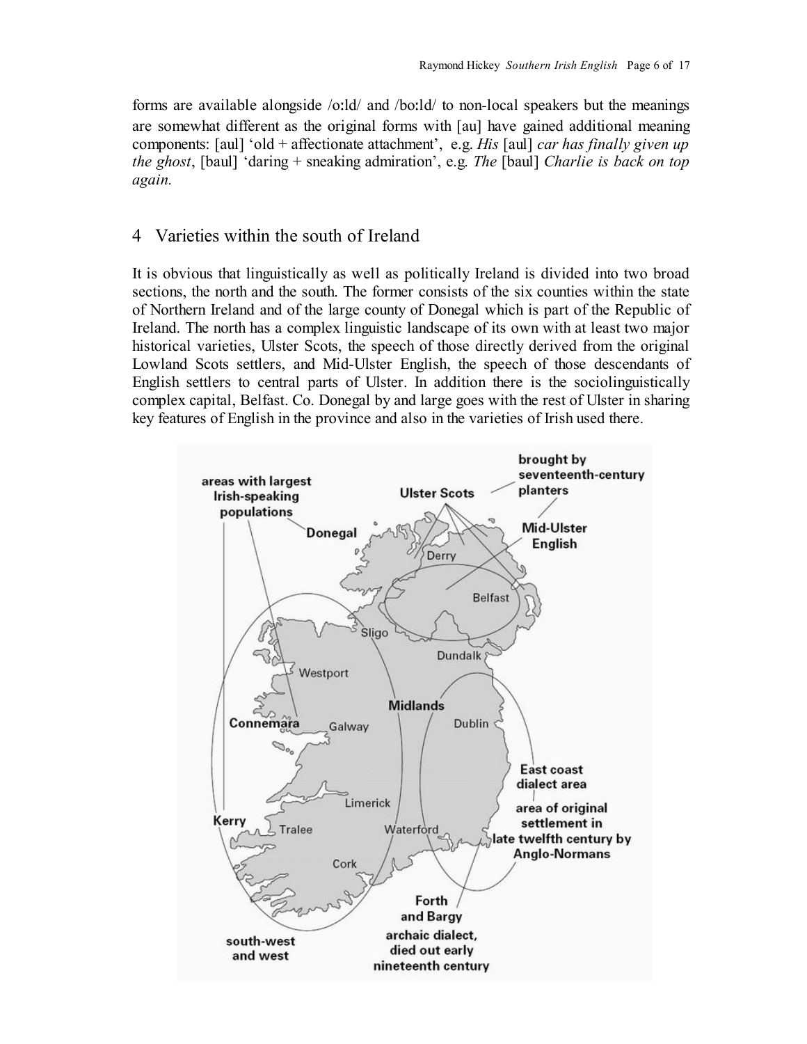forms are available alongside /o:ld/ and /bo:ld/ to non-local speakers but the meanings are somewhat different as the original forms with [au] have gained additional meaning components: [aul] 'old + affectionate attachment', e.g. *His* [aul] *car has finally given up the ghost*, [baul] 'daring + sneaking admiration', e.g. *The* [baul] *Charlie is back on top again.*

## 4 Varieties within the south of Ireland

It is obvious that linguistically as well as politically Ireland is divided into two broad sections, the north and the south. The former consists of the six counties within the state of Northern Ireland and of the large county of Donegal which is part of the Republic of Ireland. The north has a complex linguistic landscape of its own with at least two major historical varieties, Ulster Scots, the speech of those directly derived from the original Lowland Scots settlers, and Mid-Ulster English, the speech of those descendants of English settlers to central parts of Ulster. In addition there is the sociolinguistically complex capital, Belfast. Co. Donegal by and large goes with the rest of Ulster in sharing key features of English in the province and also in the varieties of Irish used there.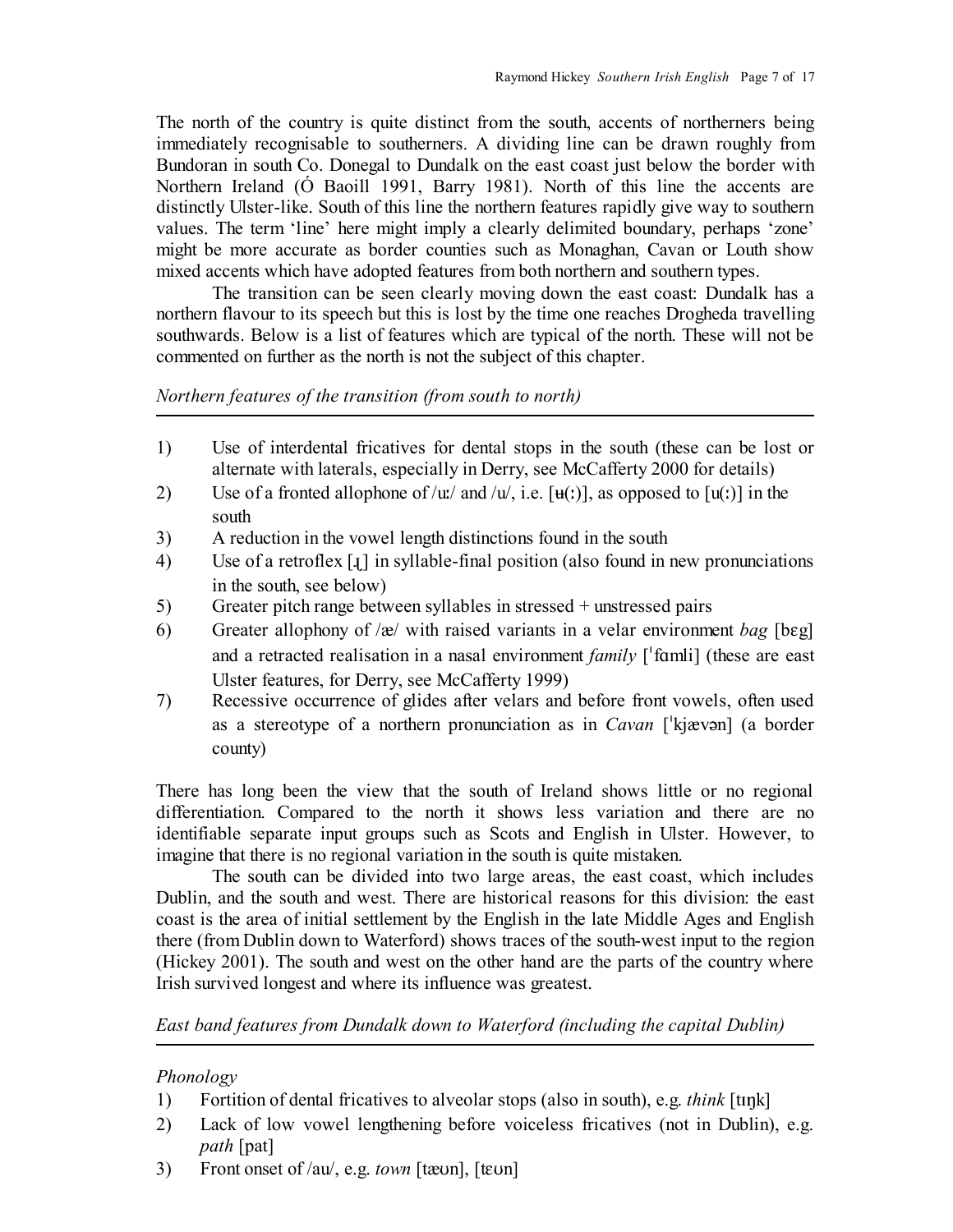The north of the country is quite distinct from the south, accents of northerners being immediately recognisable to southerners. A dividing line can be drawn roughly from Bundoran in south Co. Donegal to Dundalk on the east coast just below the border with Northern Ireland (Ó Baoill 1991, Barry 1981). North of this line the accents are distinctly Ulster-like. South of this line the northern features rapidly give way to southern values. The term 'line' here might imply a clearly delimited boundary, perhaps 'zone' might be more accurate as border counties such as Monaghan, Cavan or Louth show mixed accents which have adopted features from both northern and southern types.

The transition can be seen clearly moving down the east coast: Dundalk has a northern flavour to its speech but this is lost by the time one reaches Drogheda travelling southwards. Below is a list of features which are typical of the north. These will not be commented on further as the north is not the subject of this chapter.

*Northern features of the transition (from south to north)*

---

1) Use of interdental fricatives for dental stops in the south (these can be lost or alternate with laterals, especially in Derry, see McCafferty 2000 for details)
2) Use of a fronted allophone of /uː/ and /u/, i.e. [ʉ(ː)], as opposed to [u(ː)] in the south
3) A reduction in the vowel length distinctions found in the south
4) Use of a retroflex [ɹ] in syllable-final position (also found in new pronunciations in the south, see below)
5) Greater pitch range between syllables in stressed + unstressed pairs
6) Greater allophony of /æ/ with raised variants in a velar environment *bag* [bɛg] and a retracted realisation in a nasal environment *family* [ˈfɑmli] (these are east Ulster features, for Derry, see McCafferty 1999)
7) Recessive occurrence of glides after velars and before front vowels, often used as a stereotype of a northern pronunciation as in *Cavan* [ˈkjævən] (a border county)

There has long been the view that the south of Ireland shows little or no regional differentiation. Compared to the north it shows less variation and there are no identifiable separate input groups such as Scots and English in Ulster. However, to imagine that there is no regional variation in the south is quite mistaken.

The south can be divided into two large areas, the east coast, which includes Dublin, and the south and west. There are historical reasons for this division: the east coast is the area of initial settlement by the English in the late Middle Ages and English there (from Dublin down to Waterford) shows traces of the south-west input to the region (Hickey 2001). The south and west on the other hand are the parts of the country where Irish survived longest and where its influence was greatest.

*East band features from Dundalk down to Waterford (including the capital Dublin)*

---

*Phonology*

1) Fortition of dental fricatives to alveolar stops (also in south), e.g. *think* [tɪŋk]
2) Lack of low vowel lengthening before voiceless fricatives (not in Dublin), e.g. *path* [pat]
3) Front onset of /au/, e.g. *town* [tæʊn], [tɛʊn]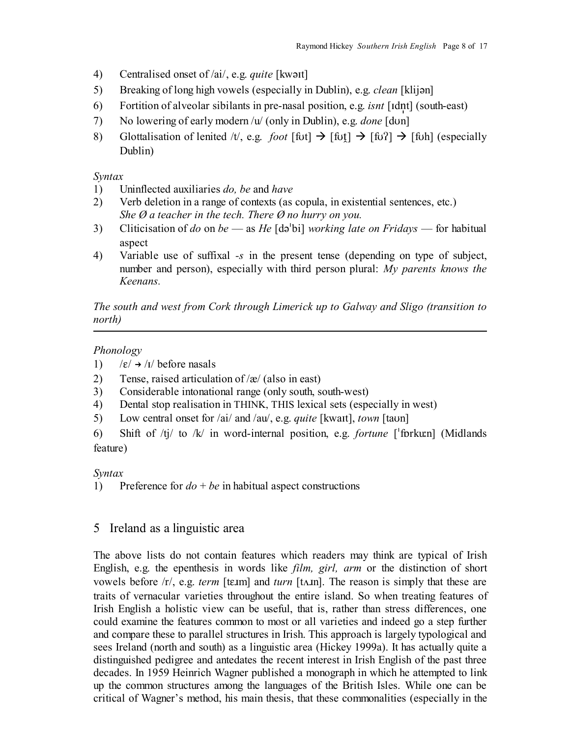4) Centralised onset of /ai/, e.g. *quite* [kwəɪt]
5) Breaking of long high vowels (especially in Dublin), e.g. *clean* [klijən]
6) Fortition of alveolar sibilants in pre-nasal position, e.g. *isnt* [ɪdn̩t] (south-east)
7) No lowering of early modern /u/ (only in Dublin), e.g. *done* [dʊn]
8) Glottalisation of lenited /t/, e.g. *foot* [fʊt] → [fʊt̞] → [fʊʔ] → [fʊh] (especially Dublin)

*Syntax*

1) Uninflected auxiliaries *do, be* and *have*
2) Verb deletion in a range of contexts (as copula, in existential sentences, etc.) *She Ø a teacher in the tech. There Ø no hurry on you.*
3) Cliticisation of *do* on *be* — as *He* [dəˈbi] *working late on Fridays* — for habitual aspect
4) Variable use of suffixal *-s* in the present tense (depending on type of subject, number and person), especially with third person plural: *My parents knows the Keenans.*

*The south and west from Cork through Limerick up to Galway and Sligo (transition to north)*

---

*Phonology*

1) /ɛ/ → /ɪ/ before nasals
2) Tense, raised articulation of /æ/ (also in east)
3) Considerable intonational range (only south, south-west)
4) Dental stop realisation in THINK, THIS lexical sets (especially in west)
5) Low central onset for /ai/ and /au/, e.g. *quite* [kwaɪt], *town* [taʊn]
6) Shift of /tj/ to /k/ in word-internal position, e.g. *fortune* [ˈfɒrkuːn] (Midlands feature)

*Syntax*

1) Preference for *do* + *be* in habitual aspect constructions

## 5 Ireland as a linguistic area

The above lists do not contain features which readers may think are typical of Irish English, e.g. the epenthesis in words like *film, girl, arm* or the distinction of short vowels before /r/, e.g. *term* [tɛɹm] and *turn* [tʌɹn]. The reason is simply that these are traits of vernacular varieties throughout the entire island. So when treating features of Irish English a holistic view can be useful, that is, rather than stress differences, one could examine the features common to most or all varieties and indeed go a step further and compare these to parallel structures in Irish. This approach is largely typological and sees Ireland (north and south) as a linguistic area (Hickey 1999a). It has actually quite a distinguished pedigree and antedates the recent interest in Irish English of the past three decades. In 1959 Heinrich Wagner published a monograph in which he attempted to link up the common structures among the languages of the British Isles. While one can be critical of Wagner's method, his main thesis, that these commonalities (especially in the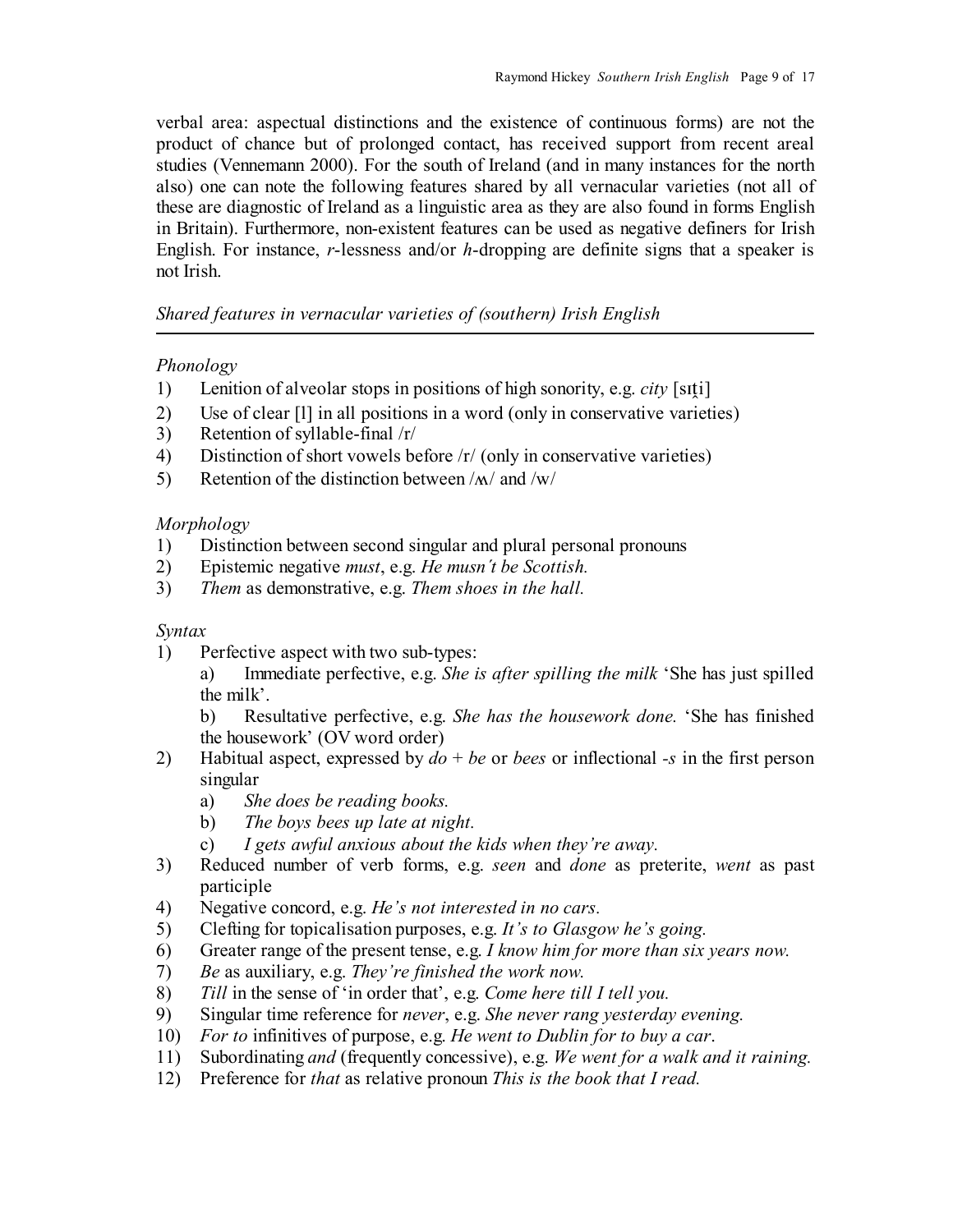verbal area: aspectual distinctions and the existence of continuous forms) are not the product of chance but of prolonged contact, has received support from recent areal studies (Vennemann 2000). For the south of Ireland (and in many instances for the north also) one can note the following features shared by all vernacular varieties (not all of these are diagnostic of Ireland as a linguistic area as they are also found in forms English in Britain). Furthermore, non-existent features can be used as negative definers for Irish English. For instance, *r*-lessness and/or *h*-dropping are definite signs that a speaker is not Irish.

*Shared features in vernacular varieties of (southern) Irish English*

---

*Phonology*

1) Lenition of alveolar stops in positions of high sonority, e.g. *city* [sɪt̞i]
2) Use of clear [l] in all positions in a word (only in conservative varieties)
3) Retention of syllable-final /r/
4) Distinction of short vowels before /r/ (only in conservative varieties)
5) Retention of the distinction between /ʍ/ and /w/

*Morphology*

1) Distinction between second singular and plural personal pronouns
2) Epistemic negative *must*, e.g. *He musn't be Scottish.*
3) *Them* as demonstrative, e.g. *Them shoes in the hall.*

*Syntax*

1) Perfective aspect with two sub-types:
   a) Immediate perfective, e.g. *She is after spilling the milk* 'She has just spilled the milk'.
   b) Resultative perfective, e.g. *She has the housework done.* 'She has finished the housework' (OV word order)
2) Habitual aspect, expressed by *do* + *be* or *bees* or inflectional *-s* in the first person singular
   a) *She does be reading books.*
   b) *The boys bees up late at night.*
   c) *I gets awful anxious about the kids when they're away.*
3) Reduced number of verb forms, e.g. *seen* and *done* as preterite, *went* as past participle
4) Negative concord, e.g. *He's not interested in no cars.*
5) Clefting for topicalisation purposes, e.g. *It's to Glasgow he's going.*
6) Greater range of the present tense, e.g. *I know him for more than six years now.*
7) *Be* as auxiliary, e.g. *They're finished the work now.*
8) *Till* in the sense of 'in order that', e.g. *Come here till I tell you.*
9) Singular time reference for *never*, e.g. *She never rang yesterday evening.*
10) *For to* infinitives of purpose, e.g. *He went to Dublin for to buy a car.*
11) Subordinating *and* (frequently concessive), e.g. *We went for a walk and it raining.*
12) Preference for *that* as relative pronoun *This is the book that I read.*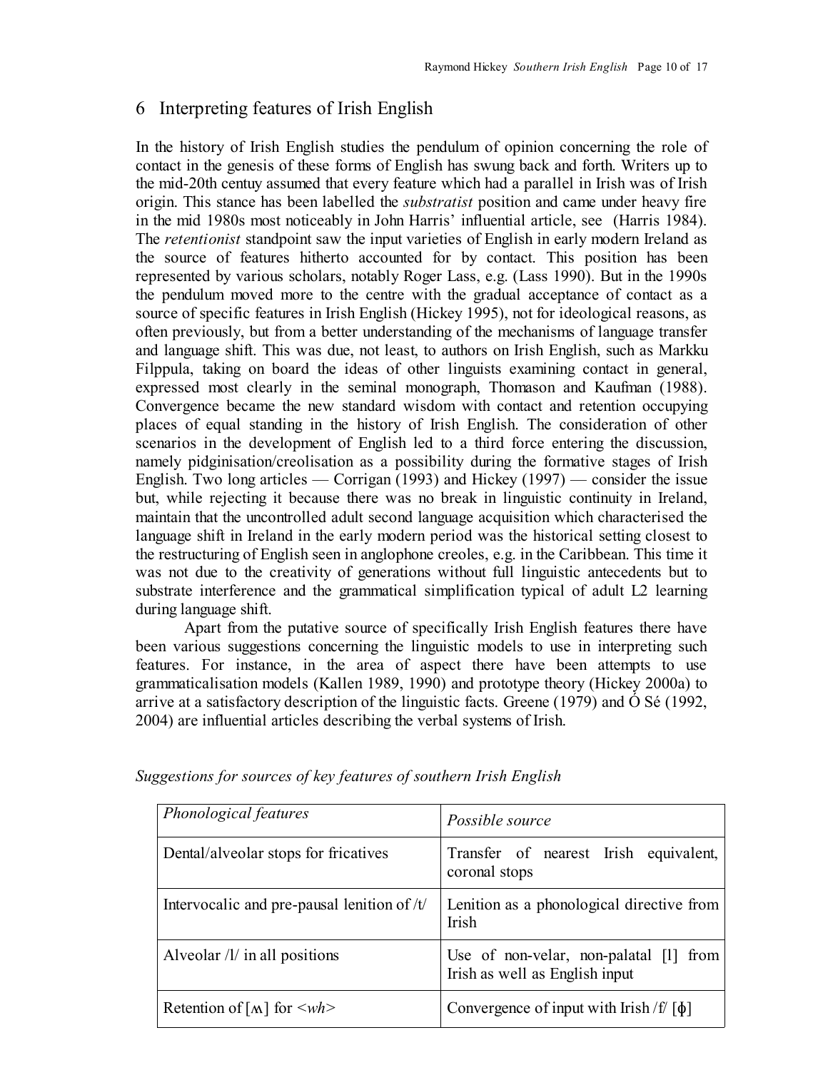## 6 Interpreting features of Irish English

In the history of Irish English studies the pendulum of opinion concerning the role of contact in the genesis of these forms of English has swung back and forth. Writers up to the mid-20th centuy assumed that every feature which had a parallel in Irish was of Irish origin. This stance has been labelled the *substratist* position and came under heavy fire in the mid 1980s most noticeably in John Harris' influential article, see (Harris 1984). The *retentionist* standpoint saw the input varieties of English in early modern Ireland as the source of features hitherto accounted for by contact. This position has been represented by various scholars, notably Roger Lass, e.g. (Lass 1990). But in the 1990s the pendulum moved more to the centre with the gradual acceptance of contact as a source of specific features in Irish English (Hickey 1995), not for ideological reasons, as often previously, but from a better understanding of the mechanisms of language transfer and language shift. This was due, not least, to authors on Irish English, such as Markku Filppula, taking on board the ideas of other linguists examining contact in general, expressed most clearly in the seminal monograph, Thomason and Kaufman (1988). Convergence became the new standard wisdom with contact and retention occupying places of equal standing in the history of Irish English. The consideration of other scenarios in the development of English led to a third force entering the discussion, namely pidginisation/creolisation as a possibility during the formative stages of Irish English. Two long articles — Corrigan (1993) and Hickey (1997) — consider the issue but, while rejecting it because there was no break in linguistic continuity in Ireland, maintain that the uncontrolled adult second language acquisition which characterised the language shift in Ireland in the early modern period was the historical setting closest to the restructuring of English seen in anglophone creoles, e.g. in the Caribbean. This time it was not due to the creativity of generations without full linguistic antecedents but to substrate interference and the grammatical simplification typical of adult L2 learning during language shift.

Apart from the putative source of specifically Irish English features there have been various suggestions concerning the linguistic models to use in interpreting such features. For instance, in the area of aspect there have been attempts to use grammaticalisation models (Kallen 1989, 1990) and prototype theory (Hickey 2000a) to arrive at a satisfactory description of the linguistic facts. Greene (1979) and Ó Sé (1992, 2004) are influential articles describing the verbal systems of Irish.

*Suggestions for sources of key features of southern Irish English*

| *Phonological features* | *Possible source* |
|---|---|
| Dental/alveolar stops for fricatives | Transfer of nearest Irish equivalent, coronal stops |
| Intervocalic and pre-pausal lenition of /t/ | Lenition as a phonological directive from Irish |
| Alveolar /l/ in all positions | Use of non-velar, non-palatal [l] from Irish as well as English input |
| Retention of [ʍ] for <*wh*> | Convergence of input with Irish /f/ [ɸ] |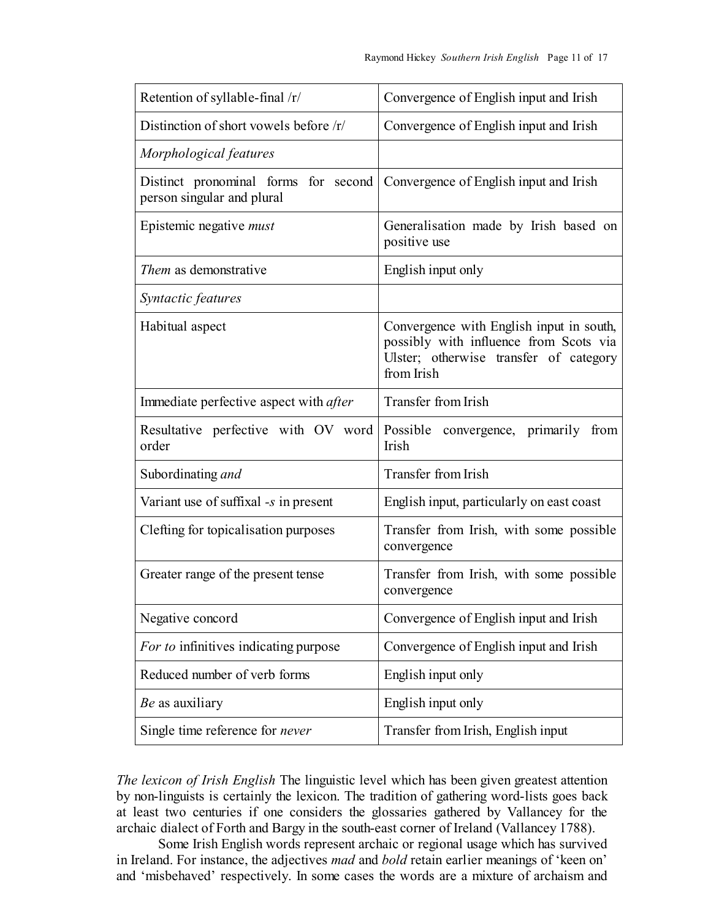| | |
|---|---|
| Retention of syllable-final /r/ | Convergence of English input and Irish |
| Distinction of short vowels before /r/ | Convergence of English input and Irish |
| *Morphological features* | |
| Distinct pronominal forms for second person singular and plural | Convergence of English input and Irish |
| Epistemic negative *must* | Generalisation made by Irish based on positive use |
| *Them* as demonstrative | English input only |
| *Syntactic features* | |
| Habitual aspect | Convergence with English input in south, possibly with influence from Scots via Ulster; otherwise transfer of category from Irish |
| Immediate perfective aspect with *after* | Transfer from Irish |
| Resultative perfective with OV word order | Possible convergence, primarily from Irish |
| Subordinating *and* | Transfer from Irish |
| Variant use of suffixal *-s* in present | English input, particularly on east coast |
| Clefting for topicalisation purposes | Transfer from Irish, with some possible convergence |
| Greater range of the present tense | Transfer from Irish, with some possible convergence |
| Negative concord | Convergence of English input and Irish |
| *For to* infinitives indicating purpose | Convergence of English input and Irish |
| Reduced number of verb forms | English input only |
| *Be* as auxiliary | English input only |
| Single time reference for *never* | Transfer from Irish, English input |

*The lexicon of Irish English* The linguistic level which has been given greatest attention by non-linguists is certainly the lexicon. The tradition of gathering word-lists goes back at least two centuries if one considers the glossaries gathered by Vallancey for the archaic dialect of Forth and Bargy in the south-east corner of Ireland (Vallancey 1788).

Some Irish English words represent archaic or regional usage which has survived in Ireland. For instance, the adjectives *mad* and *bold* retain earlier meanings of 'keen on' and 'misbehaved' respectively. In some cases the words are a mixture of archaism and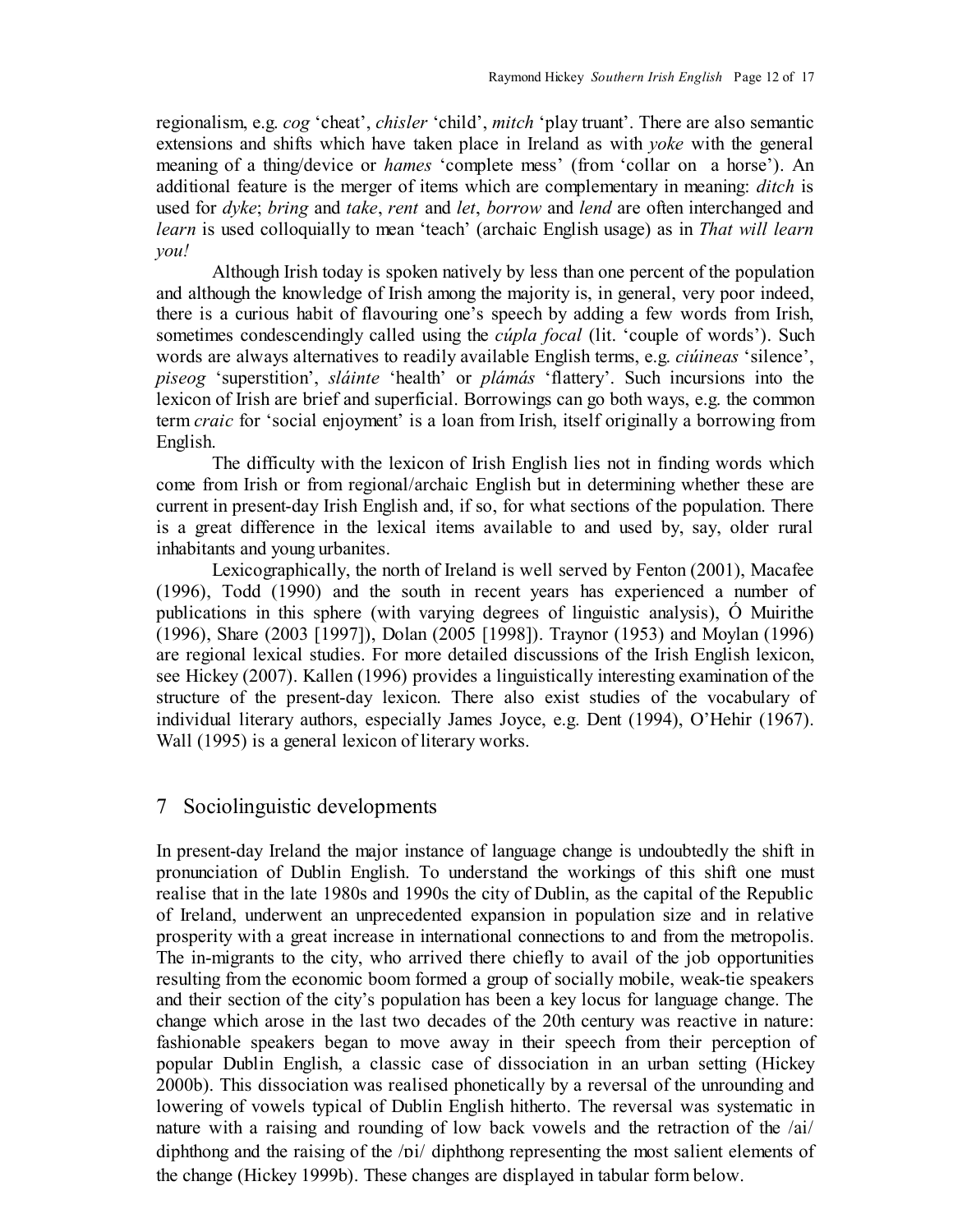regionalism, e.g. *cog* 'cheat', *chisler* 'child', *mitch* 'play truant'. There are also semantic extensions and shifts which have taken place in Ireland as with *yoke* with the general meaning of a thing/device or *hames* 'complete mess' (from 'collar on a horse'). An additional feature is the merger of items which are complementary in meaning: *ditch* is used for *dyke*; *bring* and *take*, *rent* and *let*, *borrow* and *lend* are often interchanged and *learn* is used colloquially to mean 'teach' (archaic English usage) as in *That will learn you!*

Although Irish today is spoken natively by less than one percent of the population and although the knowledge of Irish among the majority is, in general, very poor indeed, there is a curious habit of flavouring one's speech by adding a few words from Irish, sometimes condescendingly called using the *cúpla focal* (lit. 'couple of words'). Such words are always alternatives to readily available English terms, e.g. *ciúineas* 'silence', *piseog* 'superstition', *sláinte* 'health' or *plámás* 'flattery'. Such incursions into the lexicon of Irish are brief and superficial. Borrowings can go both ways, e.g. the common term *craic* for 'social enjoyment' is a loan from Irish, itself originally a borrowing from English.

The difficulty with the lexicon of Irish English lies not in finding words which come from Irish or from regional/archaic English but in determining whether these are current in present-day Irish English and, if so, for what sections of the population. There is a great difference in the lexical items available to and used by, say, older rural inhabitants and young urbanites.

Lexicographically, the north of Ireland is well served by Fenton (2001), Macafee (1996), Todd (1990) and the south in recent years has experienced a number of publications in this sphere (with varying degrees of linguistic analysis), Ó Muirithe (1996), Share (2003 [1997]), Dolan (2005 [1998]). Traynor (1953) and Moylan (1996) are regional lexical studies. For more detailed discussions of the Irish English lexicon, see Hickey (2007). Kallen (1996) provides a linguistically interesting examination of the structure of the present-day lexicon. There also exist studies of the vocabulary of individual literary authors, especially James Joyce, e.g. Dent (1994), O'Hehir (1967). Wall (1995) is a general lexicon of literary works.

## 7 Sociolinguistic developments

In present-day Ireland the major instance of language change is undoubtedly the shift in pronunciation of Dublin English. To understand the workings of this shift one must realise that in the late 1980s and 1990s the city of Dublin, as the capital of the Republic of Ireland, underwent an unprecedented expansion in population size and in relative prosperity with a great increase in international connections to and from the metropolis. The in-migrants to the city, who arrived there chiefly to avail of the job opportunities resulting from the economic boom formed a group of socially mobile, weak-tie speakers and their section of the city's population has been a key locus for language change. The change which arose in the last two decades of the 20th century was reactive in nature: fashionable speakers began to move away in their speech from their perception of popular Dublin English, a classic case of dissociation in an urban setting (Hickey 2000b). This dissociation was realised phonetically by a reversal of the unrounding and lowering of vowels typical of Dublin English hitherto. The reversal was systematic in nature with a raising and rounding of low back vowels and the retraction of the /ai/ diphthong and the raising of the /ɒi/ diphthong representing the most salient elements of the change (Hickey 1999b). These changes are displayed in tabular form below.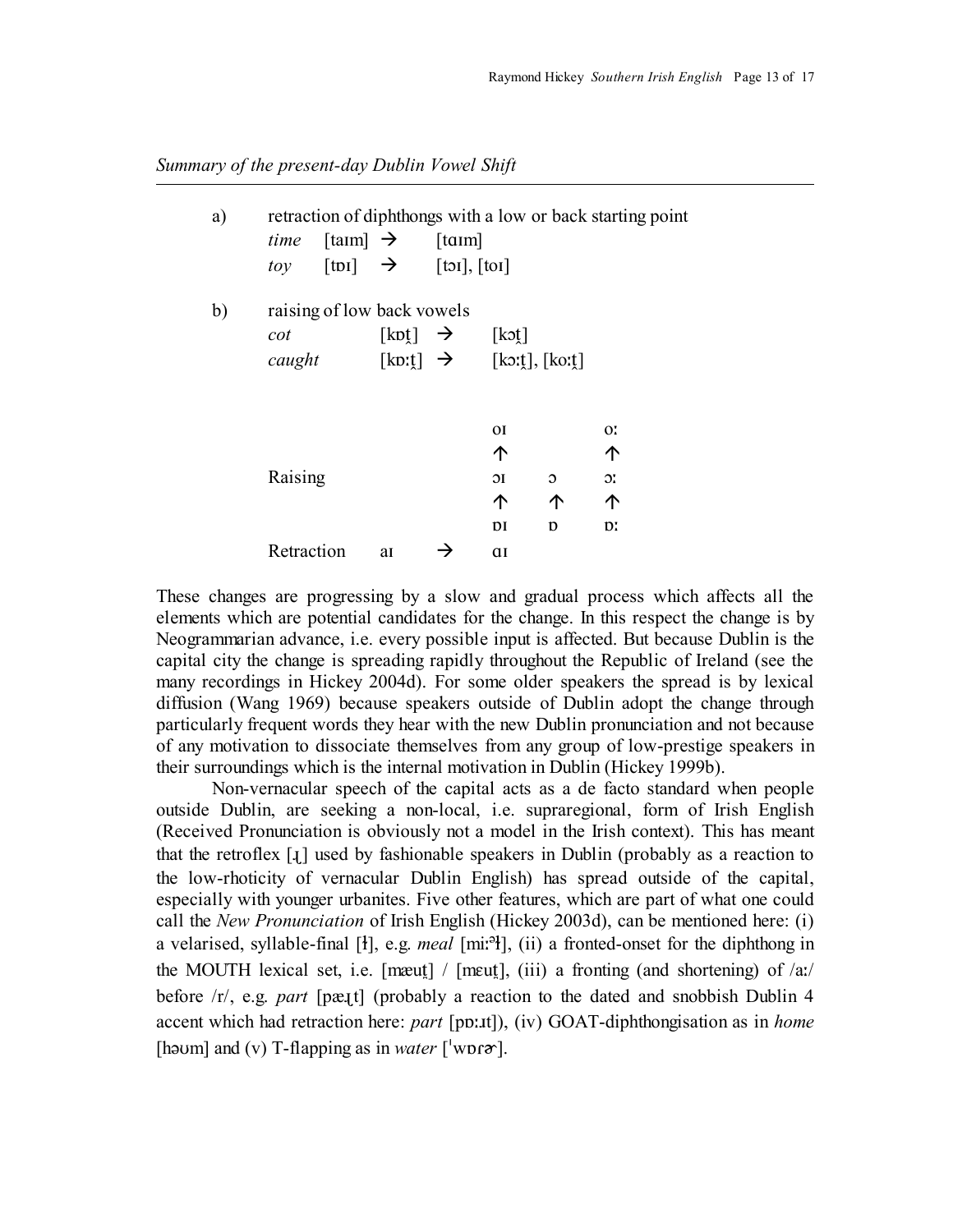*Summary of the present-day Dublin Vowel Shift*

---

a) retraction of diphthongs with a low or back starting point

| | | | |
|---|---|---|---|
| *time* | [taɪm] | → | [tɑɪm] |
| *toy* | [tɒɪ] | → | [tɔɪ], [toɪ] |

b) raising of low back vowels

| | | | |
|---|---|---|---|
| *cot* | [kɒt̪] | → | [kɔt̪] |
| *caught* | [kɒːt̪] | → | [kɔːt̪], [koːt̪] |

| | | | | | |
|---|---|---|---|---|---|
| | | | oɪ | | oː |
| | | | ↑ | | ↑ |
| Raising | | | ɔɪ | ɔ | ɔː |
| | | | ↑ | ↑ | ↑ |
| | | | ɒɪ | ɒ | ɒː |
| Retraction | aɪ | → | ɑɪ | | |

These changes are progressing by a slow and gradual process which affects all the elements which are potential candidates for the change. In this respect the change is by Neogrammarian advance, i.e. every possible input is affected. But because Dublin is the capital city the change is spreading rapidly throughout the Republic of Ireland (see the many recordings in Hickey 2004d). For some older speakers the spread is by lexical diffusion (Wang 1969) because speakers outside of Dublin adopt the change through particularly frequent words they hear with the new Dublin pronunciation and not because of any motivation to dissociate themselves from any group of low-prestige speakers in their surroundings which is the internal motivation in Dublin (Hickey 1999b).

Non-vernacular speech of the capital acts as a de facto standard when people outside Dublin, are seeking a non-local, i.e. supraregional, form of Irish English (Received Pronunciation is obviously not a model in the Irish context). This has meant that the retroflex [ɻ] used by fashionable speakers in Dublin (probably as a reaction to the low-rhoticity of vernacular Dublin English) has spread outside of the capital, especially with younger urbanites. Five other features, which are part of what one could call the *New Pronunciation* of Irish English (Hickey 2003d), can be mentioned here: (i) a velarised, syllable-final [ɫ], e.g. *meal* [miːəɫ], (ii) a fronted-onset for the diphthong in the MOUTH lexical set, i.e. [mæut̪] / [mɛut̪], (iii) a fronting (and shortening) of /aː/ before /r/, e.g. *part* [pæɻt] (probably a reaction to the dated and snobbish Dublin 4 accent which had retraction here: *part* [pɒːɹt]), (iv) GOAT-diphthongisation as in *home* [həʊm] and (v) T-flapping as in *water* [ˈwɒɾɚ].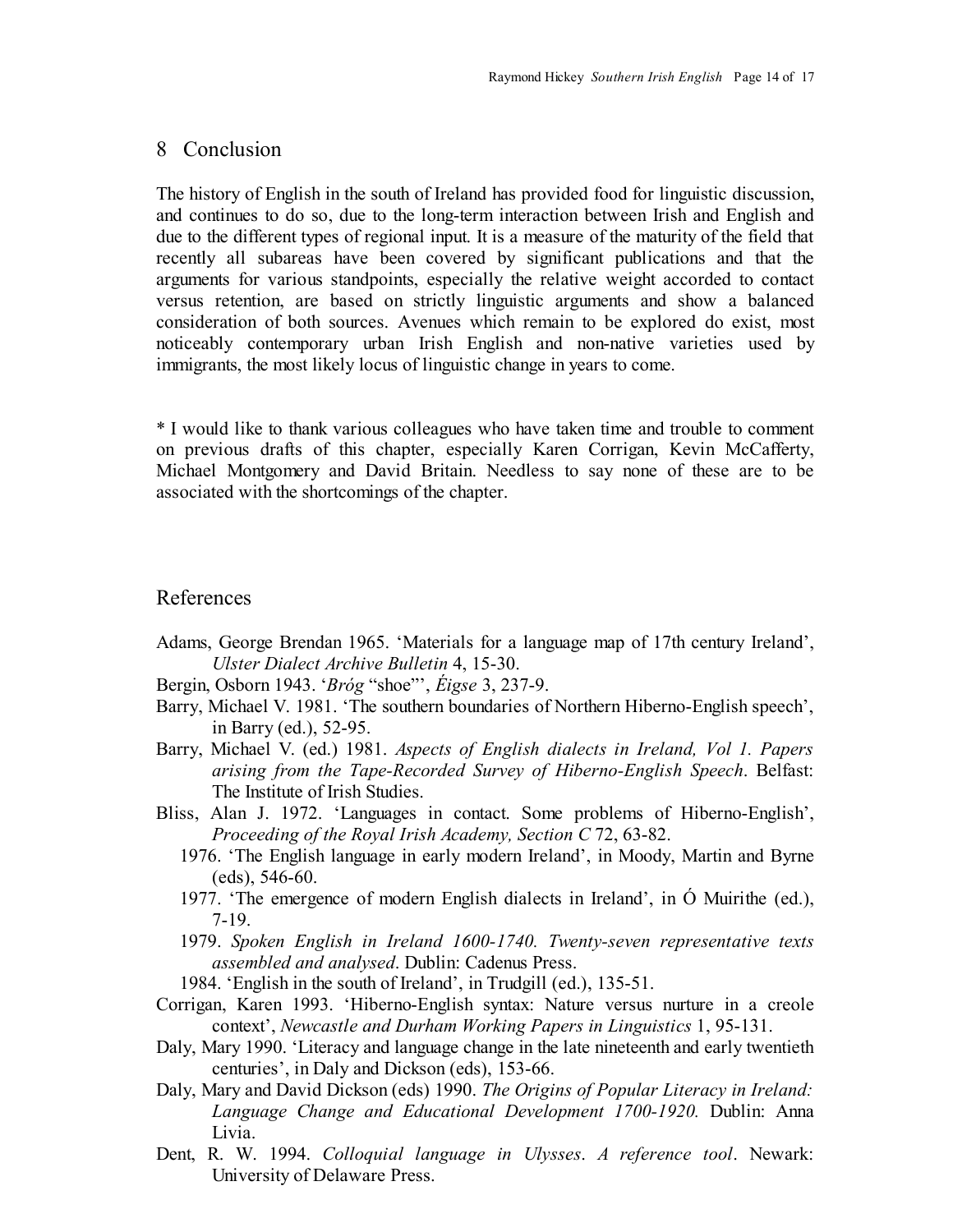## 8 Conclusion

The history of English in the south of Ireland has provided food for linguistic discussion, and continues to do so, due to the long-term interaction between Irish and English and due to the different types of regional input. It is a measure of the maturity of the field that recently all subareas have been covered by significant publications and that the arguments for various standpoints, especially the relative weight accorded to contact versus retention, are based on strictly linguistic arguments and show a balanced consideration of both sources. Avenues which remain to be explored do exist, most noticeably contemporary urban Irish English and non-native varieties used by immigrants, the most likely locus of linguistic change in years to come.

* I would like to thank various colleagues who have taken time and trouble to comment on previous drafts of this chapter, especially Karen Corrigan, Kevin McCafferty, Michael Montgomery and David Britain. Needless to say none of these are to be associated with the shortcomings of the chapter.

## References

Adams, George Brendan 1965. 'Materials for a language map of 17th century Ireland', *Ulster Dialect Archive Bulletin* 4, 15-30.

Bergin, Osborn 1943. '*Bróg* "shoe"', *Éigse* 3, 237-9.

Barry, Michael V. 1981. 'The southern boundaries of Northern Hiberno-English speech', in Barry (ed.), 52-95.

Barry, Michael V. (ed.) 1981. *Aspects of English dialects in Ireland, Vol 1. Papers arising from the Tape-Recorded Survey of Hiberno-English Speech*. Belfast: The Institute of Irish Studies.

Bliss, Alan J. 1972. 'Languages in contact. Some problems of Hiberno-English', *Proceeding of the Royal Irish Academy, Section C* 72, 63-82.

1976. 'The English language in early modern Ireland', in Moody, Martin and Byrne (eds), 546-60.

1977. 'The emergence of modern English dialects in Ireland', in Ó Muirithe (ed.), 7-19.

1979. *Spoken English in Ireland 1600-1740. Twenty-seven representative texts assembled and analysed*. Dublin: Cadenus Press.

1984. 'English in the south of Ireland', in Trudgill (ed.), 135-51.

Corrigan, Karen 1993. 'Hiberno-English syntax: Nature versus nurture in a creole context', *Newcastle and Durham Working Papers in Linguistics* 1, 95-131.

Daly, Mary 1990. 'Literacy and language change in the late nineteenth and early twentieth centuries', in Daly and Dickson (eds), 153-66.

Daly, Mary and David Dickson (eds) 1990. *The Origins of Popular Literacy in Ireland: Language Change and Educational Development 1700-1920.* Dublin: Anna Livia.

Dent, R. W. 1994. *Colloquial language in Ulysses. A reference tool*. Newark: University of Delaware Press.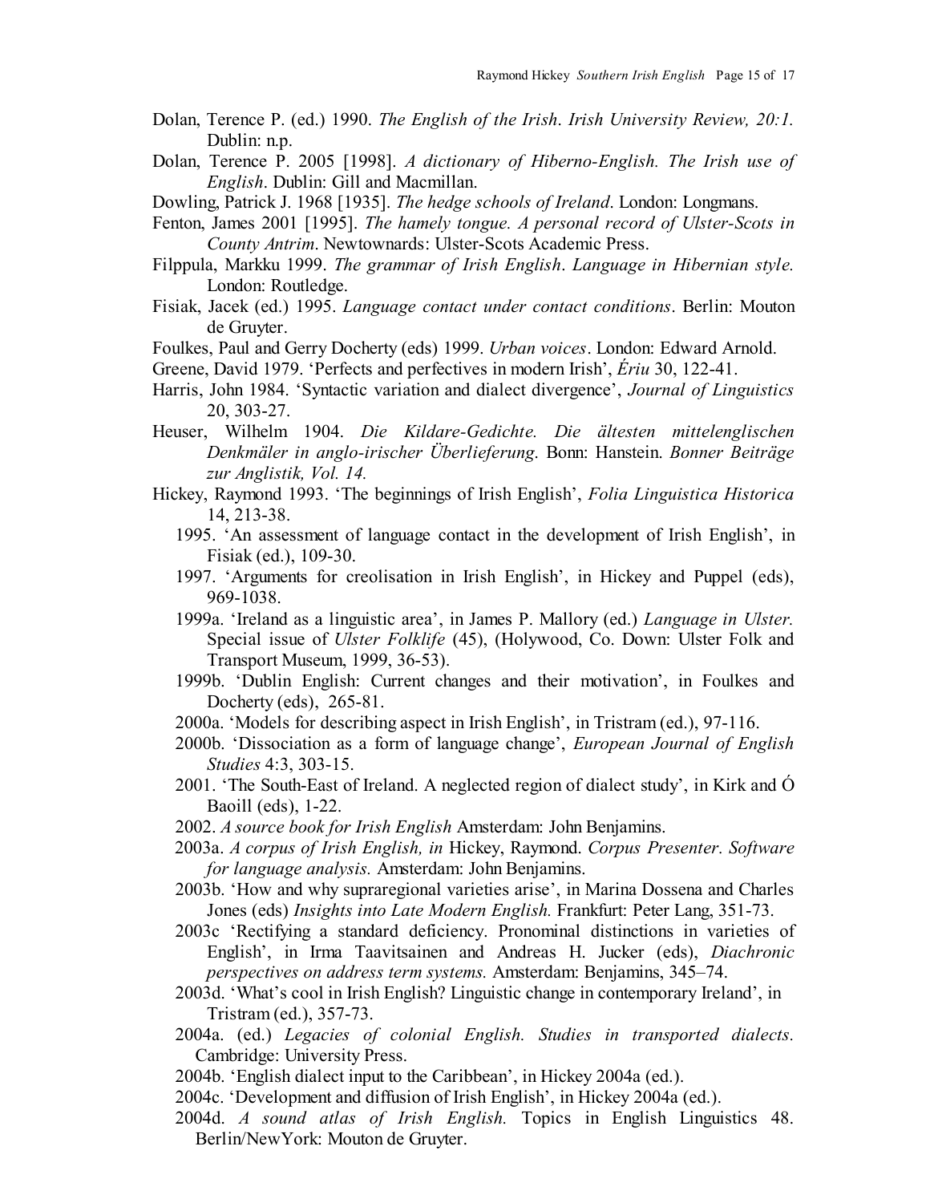Dolan, Terence P. (ed.) 1990. *The English of the Irish*. *Irish University Review, 20:1.* Dublin: n.p.

Dolan, Terence P. 2005 [1998]. *A dictionary of Hiberno-English. The Irish use of English*. Dublin: Gill and Macmillan.

Dowling, Patrick J. 1968 [1935]. *The hedge schools of Ireland*. London: Longmans.

Fenton, James 2001 [1995]. *The hamely tongue. A personal record of Ulster-Scots in County Antrim*. Newtownards: Ulster-Scots Academic Press.

Filppula, Markku 1999. *The grammar of Irish English*. *Language in Hibernian style.* London: Routledge.

Fisiak, Jacek (ed.) 1995. *Language contact under contact conditions*. Berlin: Mouton de Gruyter.

Foulkes, Paul and Gerry Docherty (eds) 1999. *Urban voices*. London: Edward Arnold.

Greene, David 1979. 'Perfects and perfectives in modern Irish', *Ériu* 30, 122-41.

Harris, John 1984. 'Syntactic variation and dialect divergence', *Journal of Linguistics* 20, 303-27.

Heuser, Wilhelm 1904. *Die Kildare-Gedichte. Die ältesten mittelenglischen Denkmäler in anglo-irischer Überlieferung*. Bonn: Hanstein. *Bonner Beiträge zur Anglistik, Vol. 14.*

Hickey, Raymond 1993. 'The beginnings of Irish English', *Folia Linguistica Historica* 14, 213-38.

1995. 'An assessment of language contact in the development of Irish English', in Fisiak (ed.), 109-30.

1997. 'Arguments for creolisation in Irish English', in Hickey and Puppel (eds), 969-1038.

1999a. 'Ireland as a linguistic area', in James P. Mallory (ed.) *Language in Ulster.* Special issue of *Ulster Folklife* (45), (Holywood, Co. Down: Ulster Folk and Transport Museum, 1999, 36-53).

1999b. 'Dublin English: Current changes and their motivation', in Foulkes and Docherty (eds), 265-81.

2000a. 'Models for describing aspect in Irish English', in Tristram (ed.), 97-116.

2000b. 'Dissociation as a form of language change', *European Journal of English Studies* 4:3, 303-15.

2001. 'The South-East of Ireland. A neglected region of dialect study', in Kirk and Ó Baoill (eds), 1-22.

2002. *A source book for Irish English* Amsterdam: John Benjamins.

2003a. *A corpus of Irish English, in* Hickey, Raymond. *Corpus Presenter. Software for language analysis.* Amsterdam: John Benjamins.

2003b. 'How and why supraregional varieties arise', in Marina Dossena and Charles Jones (eds) *Insights into Late Modern English.* Frankfurt: Peter Lang, 351-73.

2003c 'Rectifying a standard deficiency. Pronominal distinctions in varieties of English', in Irma Taavitsainen and Andreas H. Jucker (eds), *Diachronic perspectives on address term systems.* Amsterdam: Benjamins, 345–74.

2003d. 'What's cool in Irish English? Linguistic change in contemporary Ireland', in Tristram (ed.), 357-73.

2004a. (ed.) *Legacies of colonial English. Studies in transported dialects.* Cambridge: University Press.

2004b. 'English dialect input to the Caribbean', in Hickey 2004a (ed.).

2004c. 'Development and diffusion of Irish English', in Hickey 2004a (ed.).

2004d. *A sound atlas of Irish English.* Topics in English Linguistics 48. Berlin/NewYork: Mouton de Gruyter.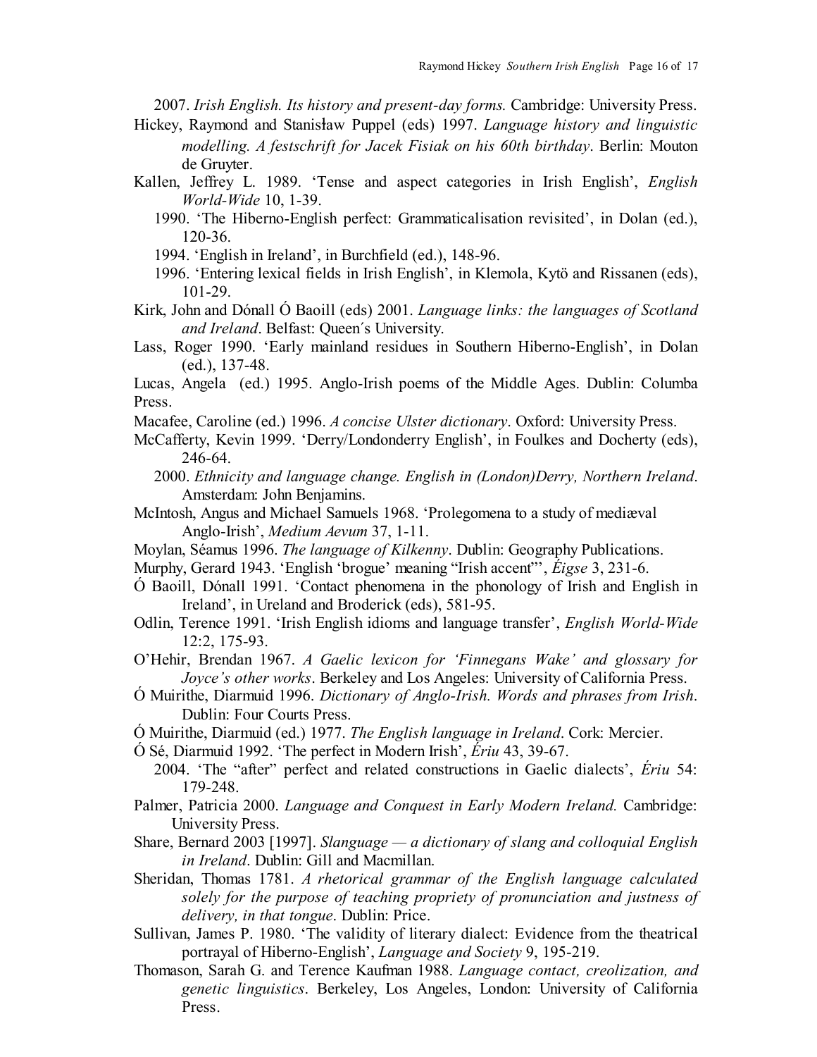2007. *Irish English. Its history and present-day forms.* Cambridge: University Press.

Hickey, Raymond and Stanisław Puppel (eds) 1997. *Language history and linguistic modelling. A festschrift for Jacek Fisiak on his 60th birthday*. Berlin: Mouton de Gruyter.

Kallen, Jeffrey L. 1989. 'Tense and aspect categories in Irish English', *English World-Wide* 10, 1-39.

1990. 'The Hiberno-English perfect: Grammaticalisation revisited', in Dolan (ed.), 120-36.

1994. 'English in Ireland', in Burchfield (ed.), 148-96.

1996. 'Entering lexical fields in Irish English', in Klemola, Kytö and Rissanen (eds), 101-29.

Kirk, John and Dónall Ó Baoill (eds) 2001. *Language links: the languages of Scotland and Ireland*. Belfast: Queen´s University.

Lass, Roger 1990. 'Early mainland residues in Southern Hiberno-English', in Dolan (ed.), 137-48.

Lucas, Angela (ed.) 1995. Anglo-Irish poems of the Middle Ages. Dublin: Columba Press.

Macafee, Caroline (ed.) 1996. *A concise Ulster dictionary*. Oxford: University Press.

McCafferty, Kevin 1999. 'Derry/Londonderry English', in Foulkes and Docherty (eds), 246-64.

2000. *Ethnicity and language change. English in (London)Derry, Northern Ireland*. Amsterdam: John Benjamins.

McIntosh, Angus and Michael Samuels 1968. 'Prolegomena to a study of mediæval Anglo-Irish', *Medium Aevum* 37, 1-11.

Moylan, Séamus 1996. *The language of Kilkenny*. Dublin: Geography Publications.

Murphy, Gerard 1943. 'English 'brogue' meaning "Irish accent"', *Éigse* 3, 231-6.

Ó Baoill, Dónall 1991. 'Contact phenomena in the phonology of Irish and English in Ireland', in Ureland and Broderick (eds), 581-95.

Odlin, Terence 1991. 'Irish English idioms and language transfer', *English World-Wide* 12:2, 175-93.

O'Hehir, Brendan 1967. *A Gaelic lexicon for 'Finnegans Wake' and glossary for Joyce's other works*. Berkeley and Los Angeles: University of California Press.

Ó Muirithe, Diarmuid 1996. *Dictionary of Anglo-Irish. Words and phrases from Irish*. Dublin: Four Courts Press.

Ó Muirithe, Diarmuid (ed.) 1977. *The English language in Ireland*. Cork: Mercier.

Ó Sé, Diarmuid 1992. 'The perfect in Modern Irish', *Ériu* 43, 39-67.

2004. 'The "after" perfect and related constructions in Gaelic dialects', *Ériu* 54: 179-248.

Palmer, Patricia 2000. *Language and Conquest in Early Modern Ireland.* Cambridge: University Press.

Share, Bernard 2003 [1997]. *Slanguage — a dictionary of slang and colloquial English in Ireland*. Dublin: Gill and Macmillan.

Sheridan, Thomas 1781. *A rhetorical grammar of the English language calculated solely for the purpose of teaching propriety of pronunciation and justness of delivery, in that tongue*. Dublin: Price.

Sullivan, James P. 1980. 'The validity of literary dialect: Evidence from the theatrical portrayal of Hiberno-English', *Language and Society* 9, 195-219.

Thomason, Sarah G. and Terence Kaufman 1988. *Language contact, creolization, and genetic linguistics*. Berkeley, Los Angeles, London: University of California Press.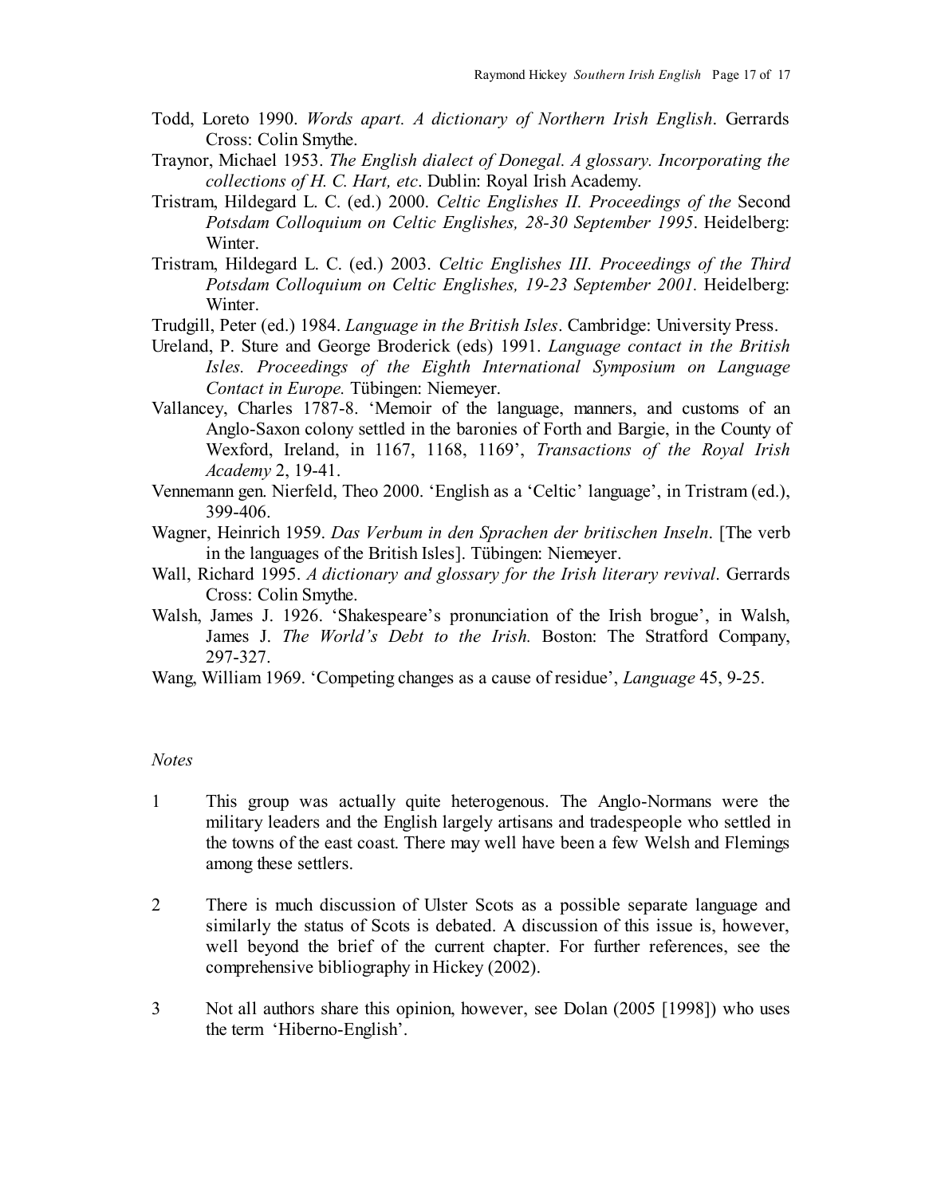Todd, Loreto 1990. *Words apart. A dictionary of Northern Irish English*. Gerrards Cross: Colin Smythe.

Traynor, Michael 1953. *The English dialect of Donegal. A glossary. Incorporating the collections of H. C. Hart, etc*. Dublin: Royal Irish Academy.

Tristram, Hildegard L. C. (ed.) 2000. *Celtic Englishes II. Proceedings of the* Second *Potsdam Colloquium on Celtic Englishes, 28-30 September 1995*. Heidelberg: Winter.

Tristram, Hildegard L. C. (ed.) 2003. *Celtic Englishes III. Proceedings of the Third Potsdam Colloquium on Celtic Englishes, 19-23 September 2001.* Heidelberg: Winter.

Trudgill, Peter (ed.) 1984. *Language in the British Isles*. Cambridge: University Press.

Ureland, P. Sture and George Broderick (eds) 1991. *Language contact in the British Isles. Proceedings of the Eighth International Symposium on Language Contact in Europe.* Tübingen: Niemeyer.

Vallancey, Charles 1787-8. 'Memoir of the language, manners, and customs of an Anglo-Saxon colony settled in the baronies of Forth and Bargie, in the County of Wexford, Ireland, in 1167, 1168, 1169', *Transactions of the Royal Irish Academy* 2, 19-41.

Vennemann gen. Nierfeld, Theo 2000. 'English as a 'Celtic' language', in Tristram (ed.), 399-406.

Wagner, Heinrich 1959. *Das Verbum in den Sprachen der britischen Inseln*. [The verb in the languages of the British Isles]. Tübingen: Niemeyer.

Wall, Richard 1995. *A dictionary and glossary for the Irish literary revival*. Gerrards Cross: Colin Smythe.

Walsh, James J. 1926. 'Shakespeare's pronunciation of the Irish brogue', in Walsh, James J. *The World's Debt to the Irish.* Boston: The Stratford Company, 297-327.

Wang, William 1969. 'Competing changes as a cause of residue', *Language* 45, 9-25.

*Notes*

1 This group was actually quite heterogenous. The Anglo-Normans were the military leaders and the English largely artisans and tradespeople who settled in the towns of the east coast. There may well have been a few Welsh and Flemings among these settlers.

2 There is much discussion of Ulster Scots as a possible separate language and similarly the status of Scots is debated. A discussion of this issue is, however, well beyond the brief of the current chapter. For further references, see the comprehensive bibliography in Hickey (2002).

3 Not all authors share this opinion, however, see Dolan (2005 [1998]) who uses the term 'Hiberno-English'.